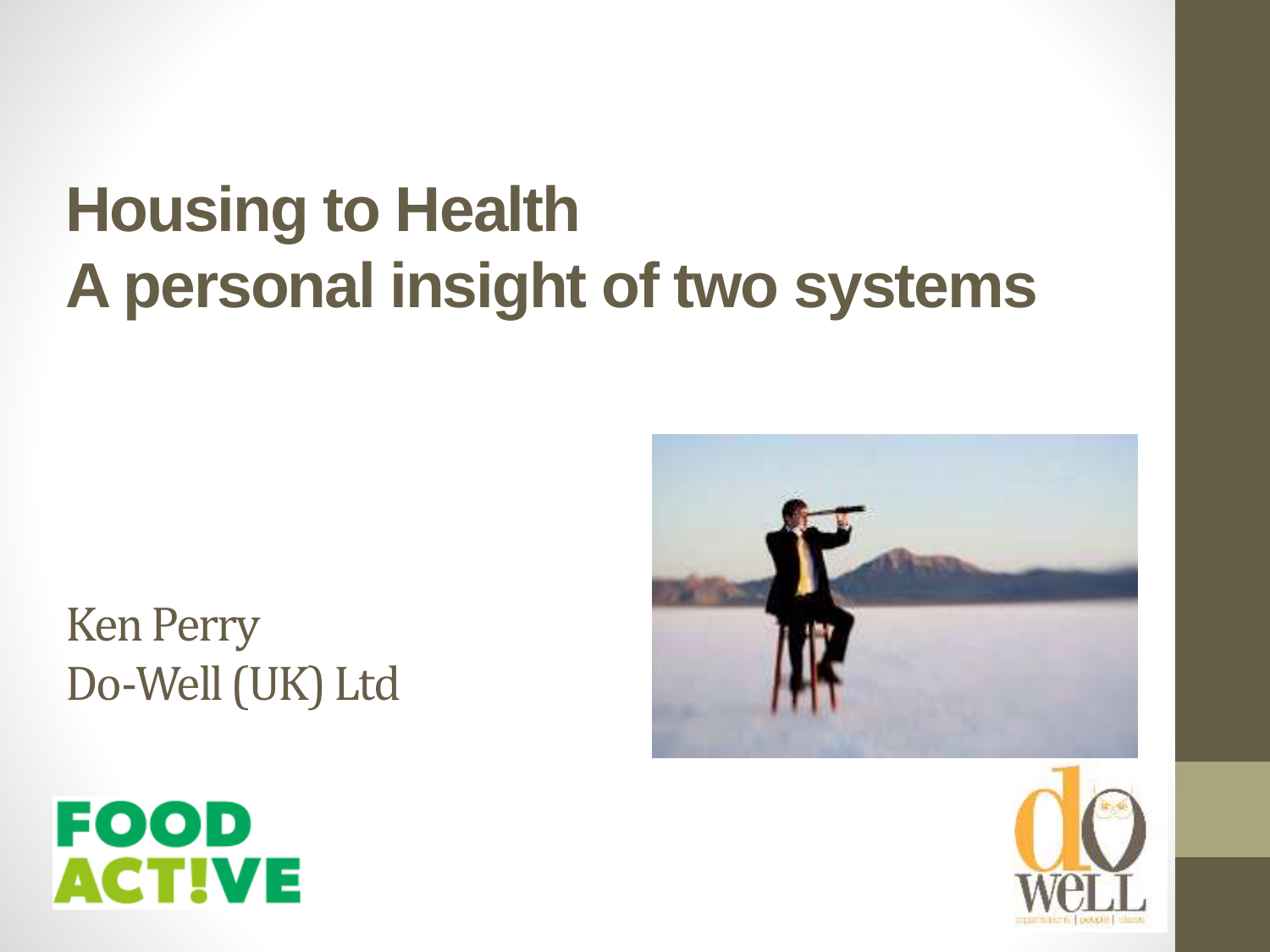# Housing to Health
# A personal insight of two systems

Ken Perry
Do-Well (UK) Ltd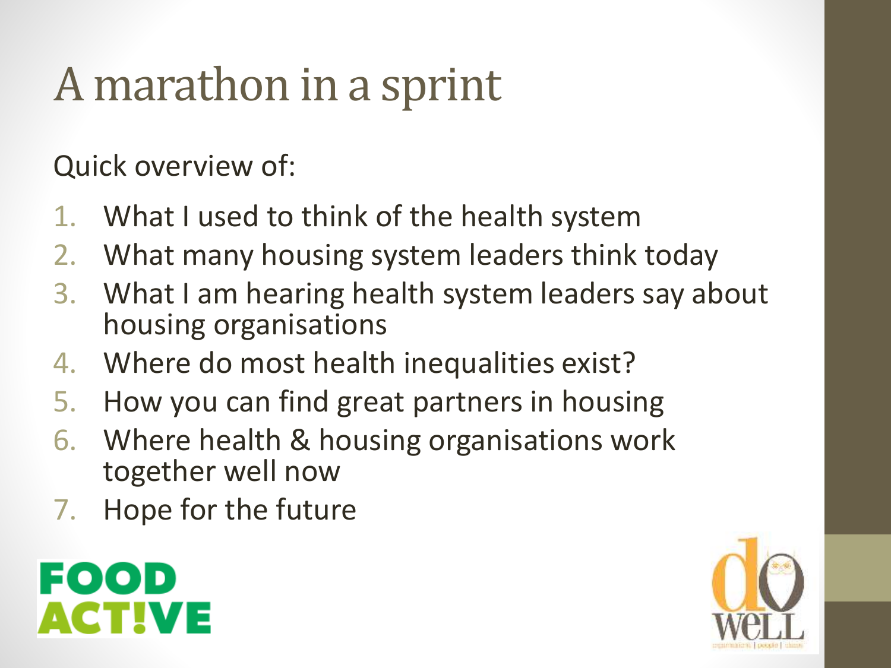# A marathon in a sprint

Quick overview of:

1. What I used to think of the health system
2. What many housing system leaders think today
3. What I am hearing health system leaders say about housing organisations
4. Where do most health inequalities exist?
5. How you can find great partners in housing
6. Where health & housing organisations work together well now
7. Hope for the future

FOOD ACT!VE

do WeLL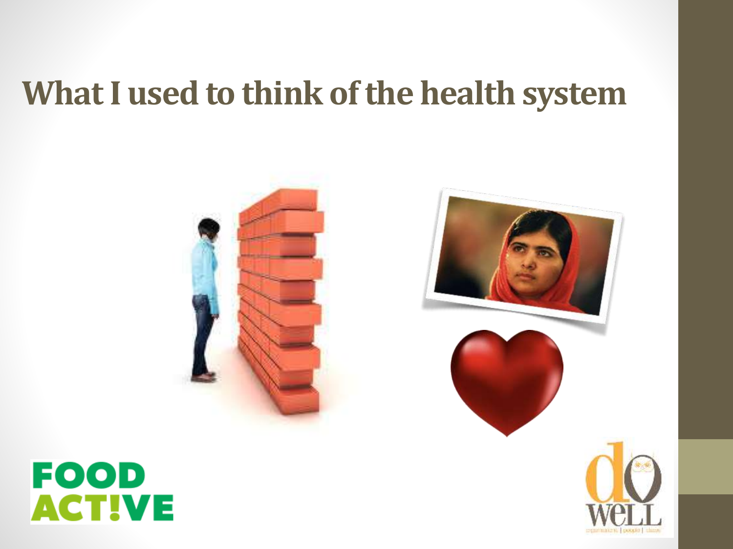# What I used to think of the health system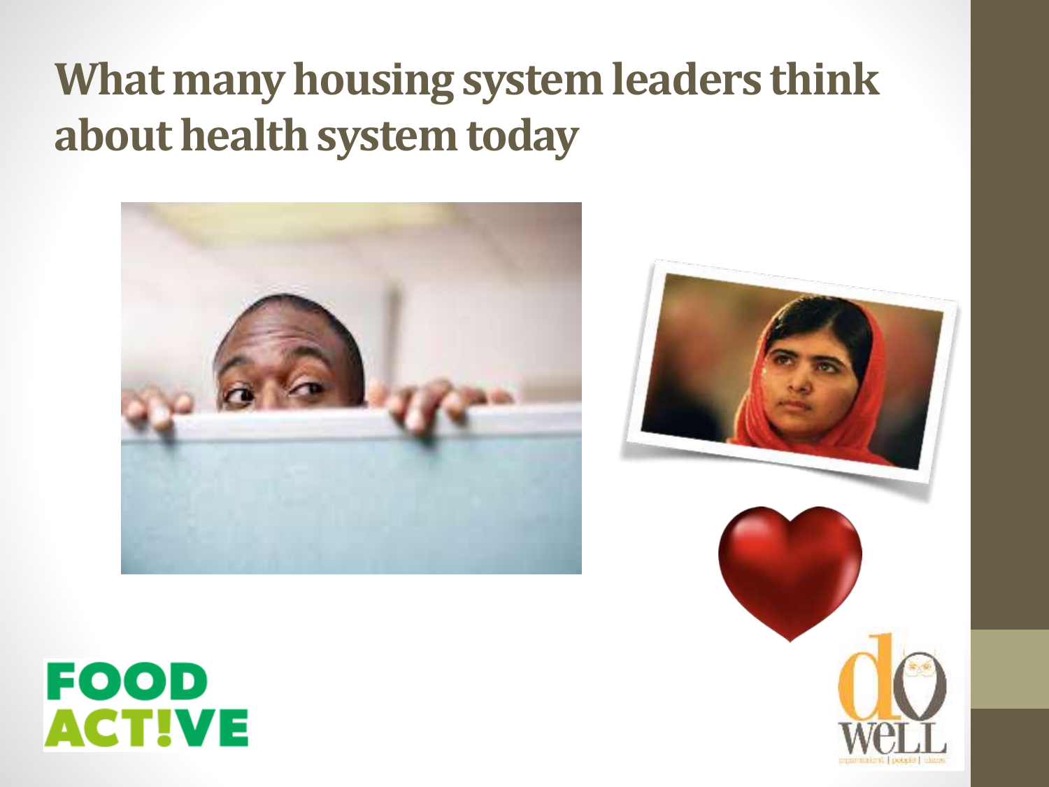# What many housing system leaders think about health system today

FOOD ACT!VE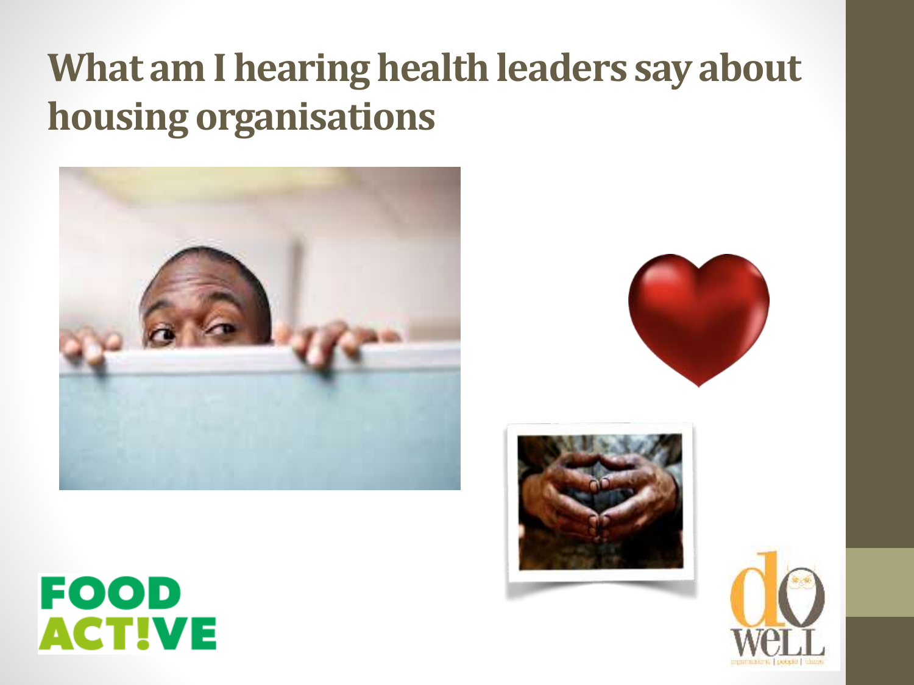# What am I hearing health leaders say about housing organisations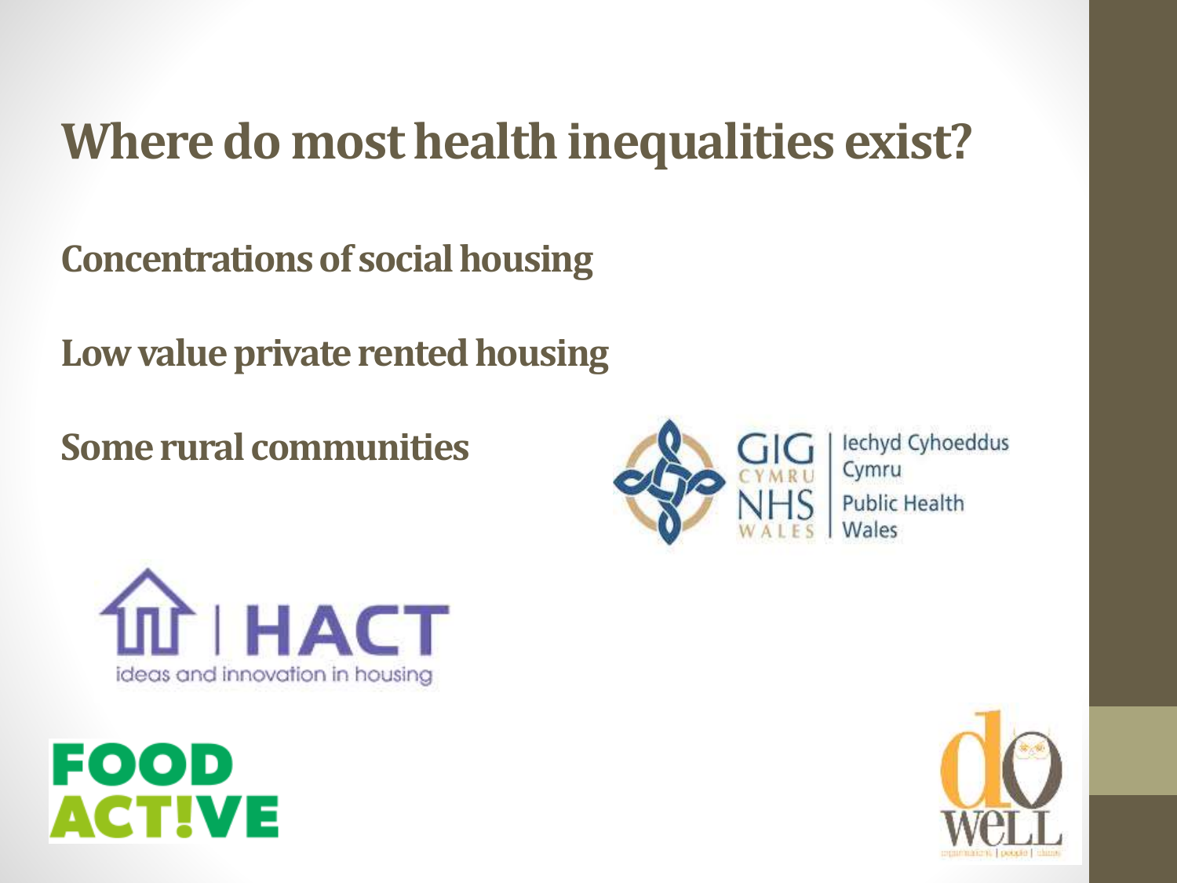# Where do most health inequalities exist?

**Concentrations of social housing**

**Low value private rented housing**

**Some rural communities**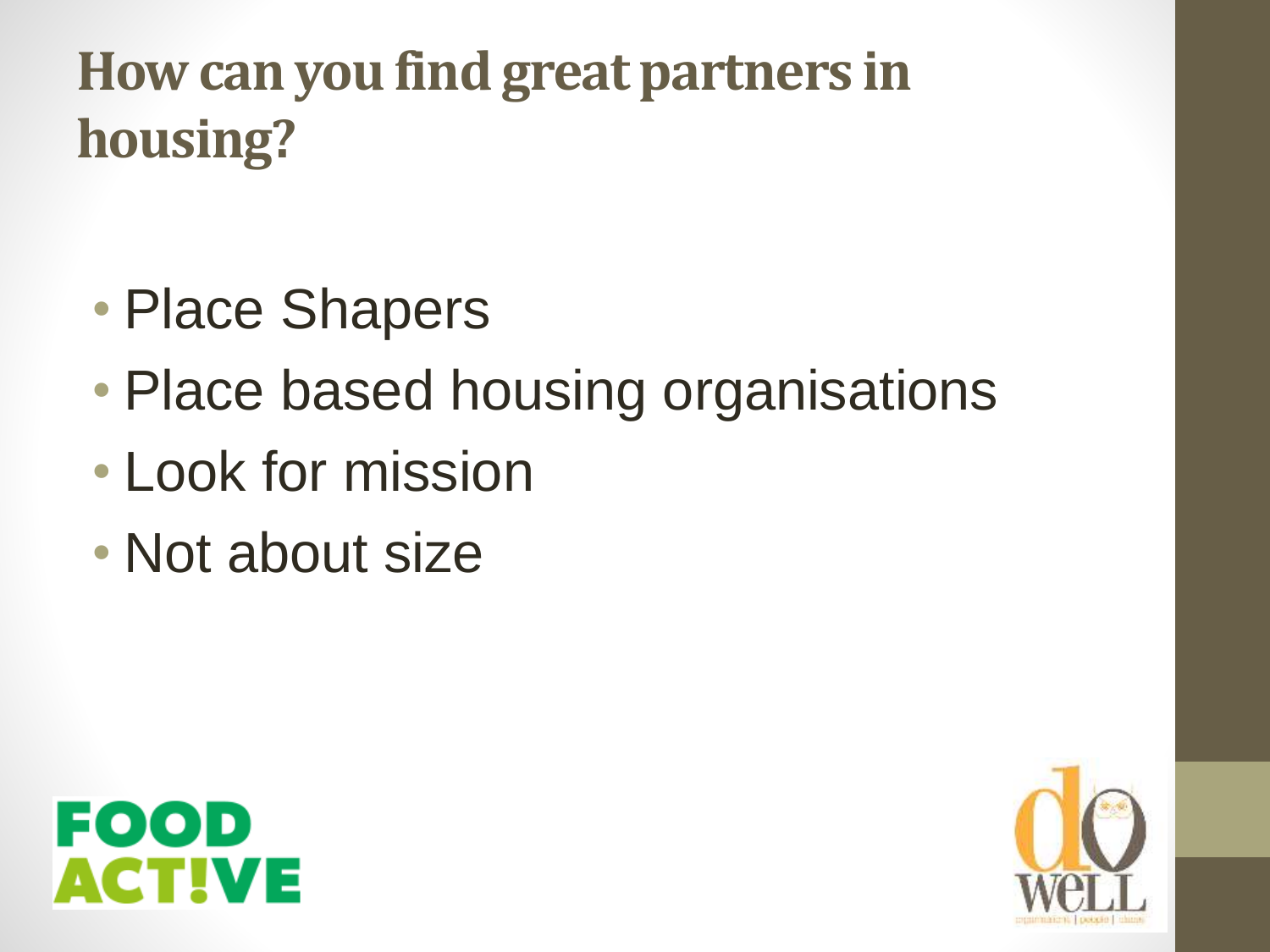# How can you find great partners in housing?

- Place Shapers
- Place based housing organisations
- Look for mission
- Not about size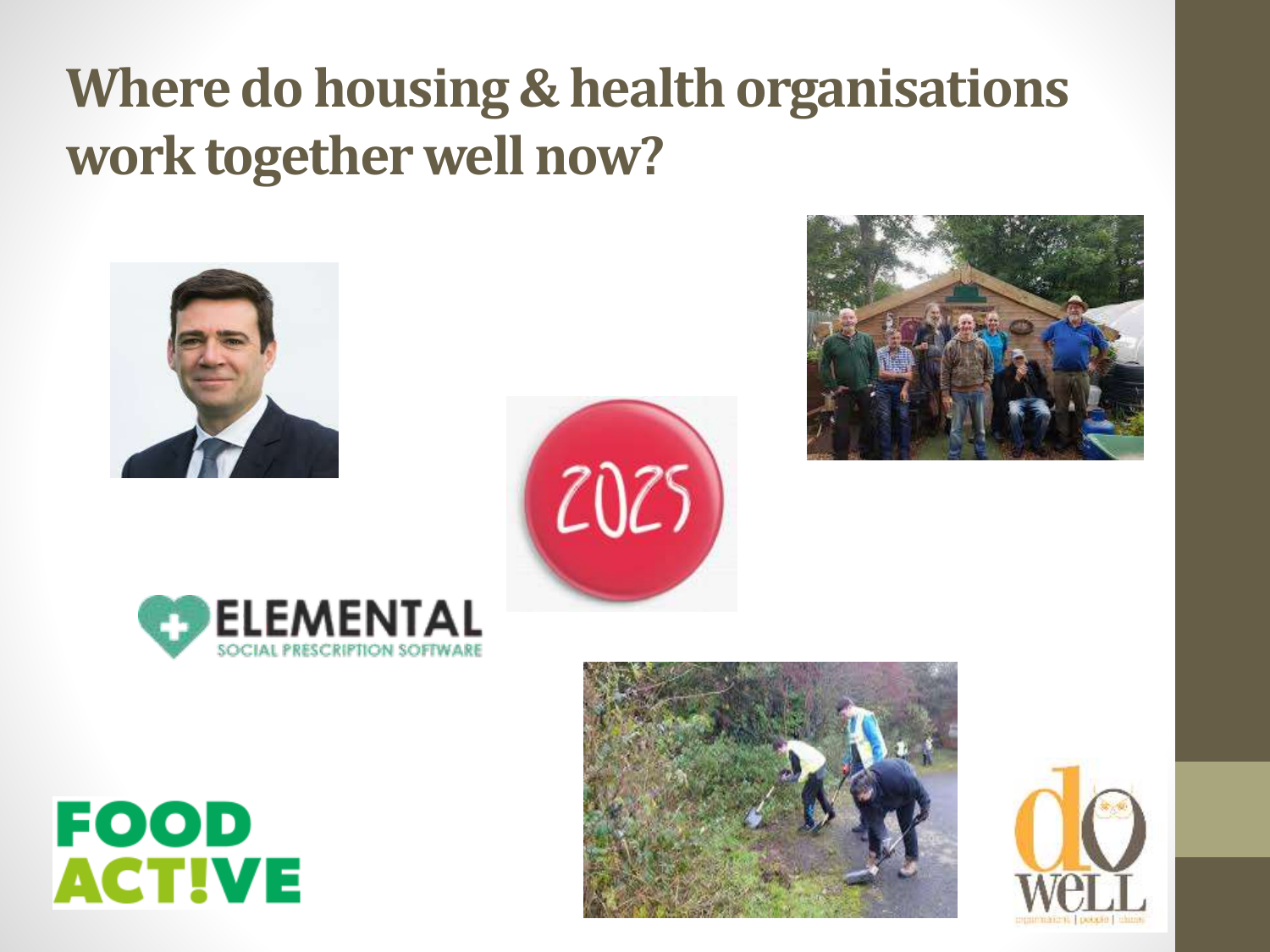# Where do housing & health organisations work together well now?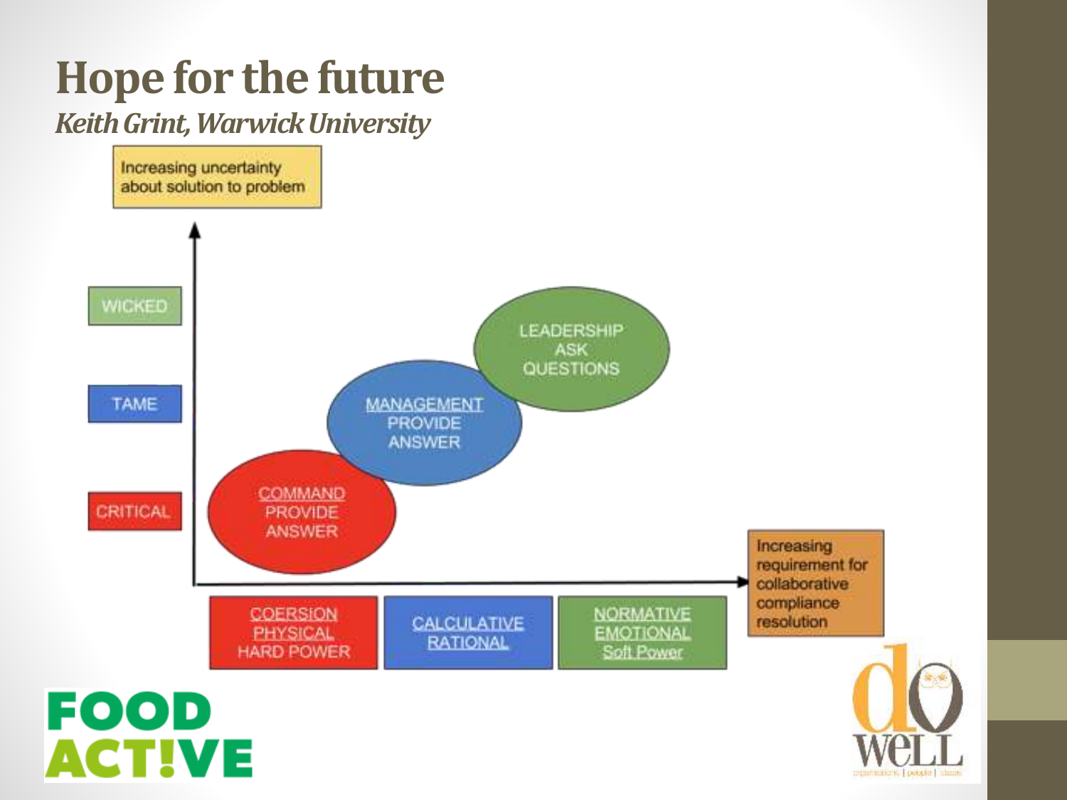# Hope for the future

*Keith Grint, Warwick University*

Increasing uncertainty about solution to problem

WICKED

TAME

CRITICAL

LEADERSHIP
ASK
QUESTIONS

MANAGEMENT
PROVIDE
ANSWER

COMMAND
PROVIDE
ANSWER

Increasing requirement for collaborative compliance resolution

COERSION
PHYSICAL
HARD POWER

CALCULATIVE
RATIONAL

NORMATIVE
EMOTIONAL
Soft Power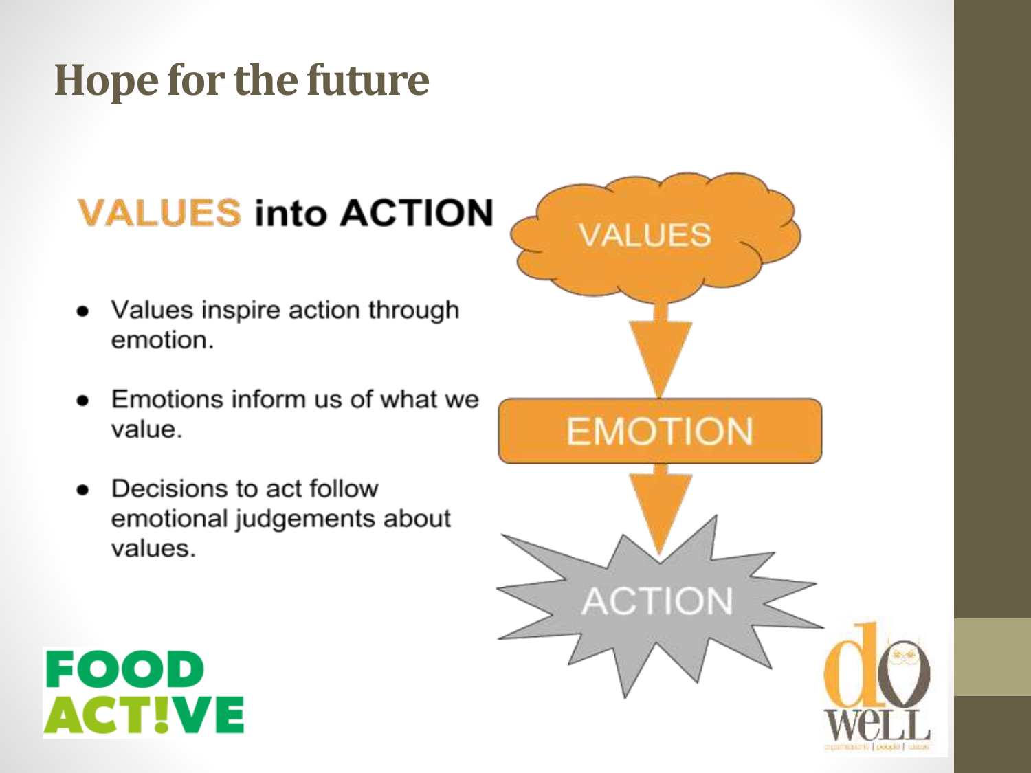# Hope for the future

## VALUES into ACTION

- Values inspire action through emotion.
- Emotions inform us of what we value.
- Decisions to act follow emotional judgements about values.

VALUES

EMOTION

ACTION

FOOD ACT!VE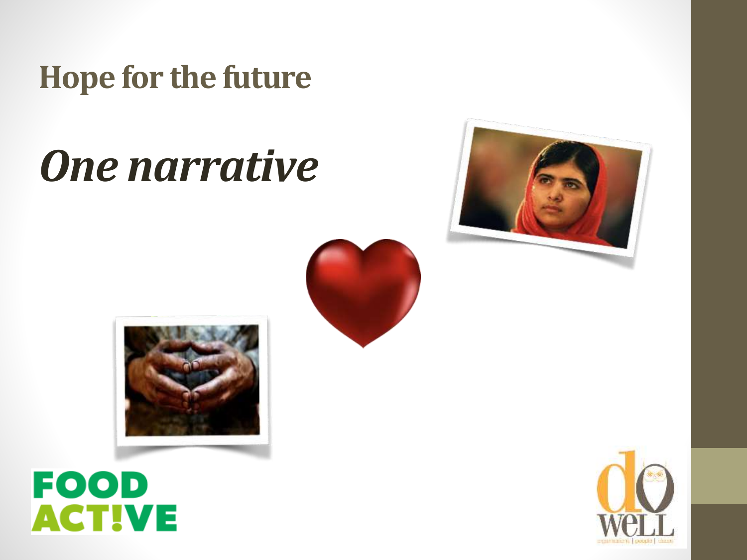# Hope for the future

## *One narrative*

FOOD ACT!VE

do WeLL

organisations | people | ideas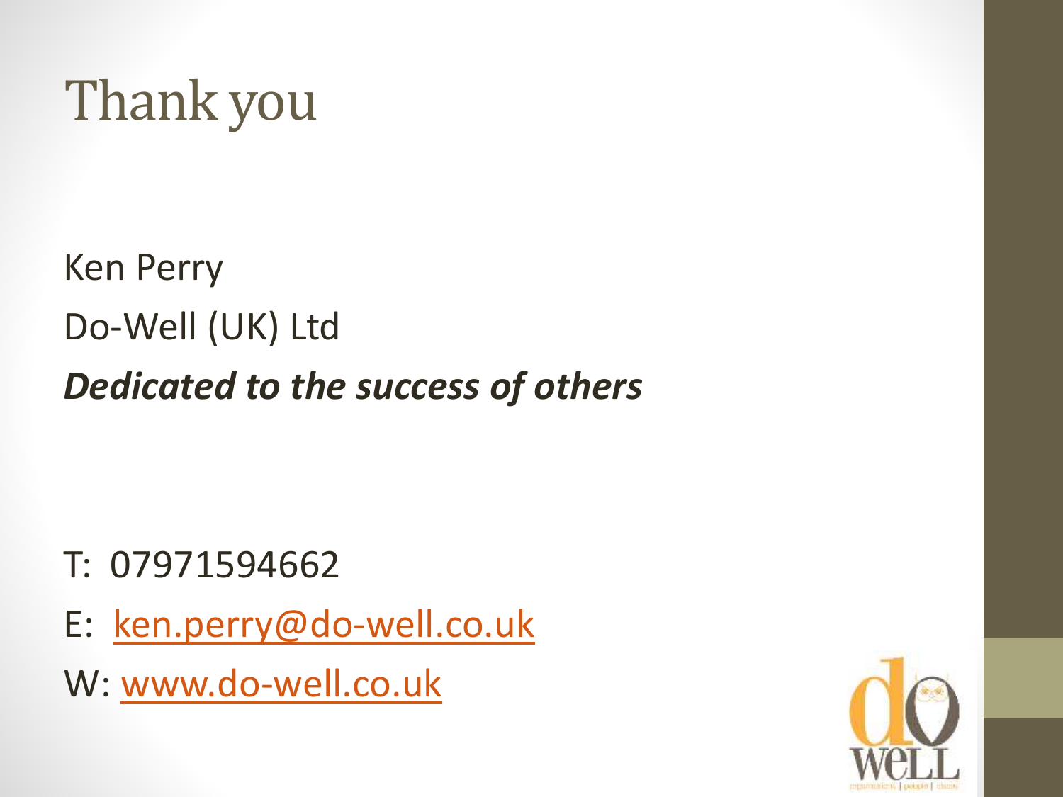# Thank you

Ken Perry

Do-Well (UK) Ltd

***Dedicated to the success of others***

T: 07971594662

E: ken.perry@do-well.co.uk

W: www.do-well.co.uk